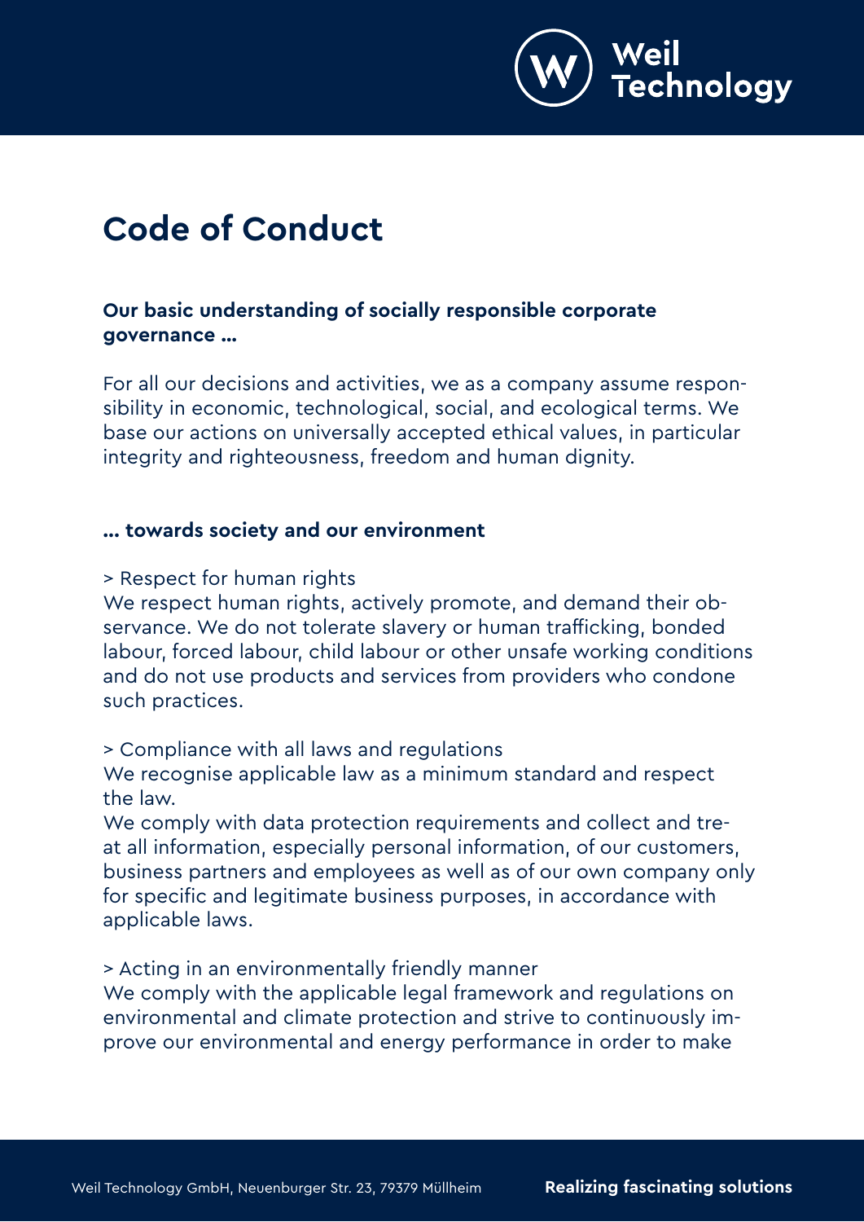# Code of Conduct

**Our basic understanding of socially responsible corporate governance ...**

For all our decisions and activities, we as a company assume responsibility in economic, technological, social, and ecological terms. We base our actions on universally accepted ethical values, in particular integrity and righteousness, freedom and human dignity.

**... towards society and our environment**

> Respect for human rights
We respect human rights, actively promote, and demand their observance. We do not tolerate slavery or human trafficking, bonded labour, forced labour, child labour or other unsafe working conditions and do not use products and services from providers who condone such practices.

> Compliance with all laws and regulations
We recognise applicable law as a minimum standard and respect the law.
We comply with data protection requirements and collect and treat all information, especially personal information, of our customers, business partners and employees as well as of our own company only for specific and legitimate business purposes, in accordance with applicable laws.

> Acting in an environmentally friendly manner
We comply with the applicable legal framework and regulations on environmental and climate protection and strive to continuously improve our environmental and energy performance in order to make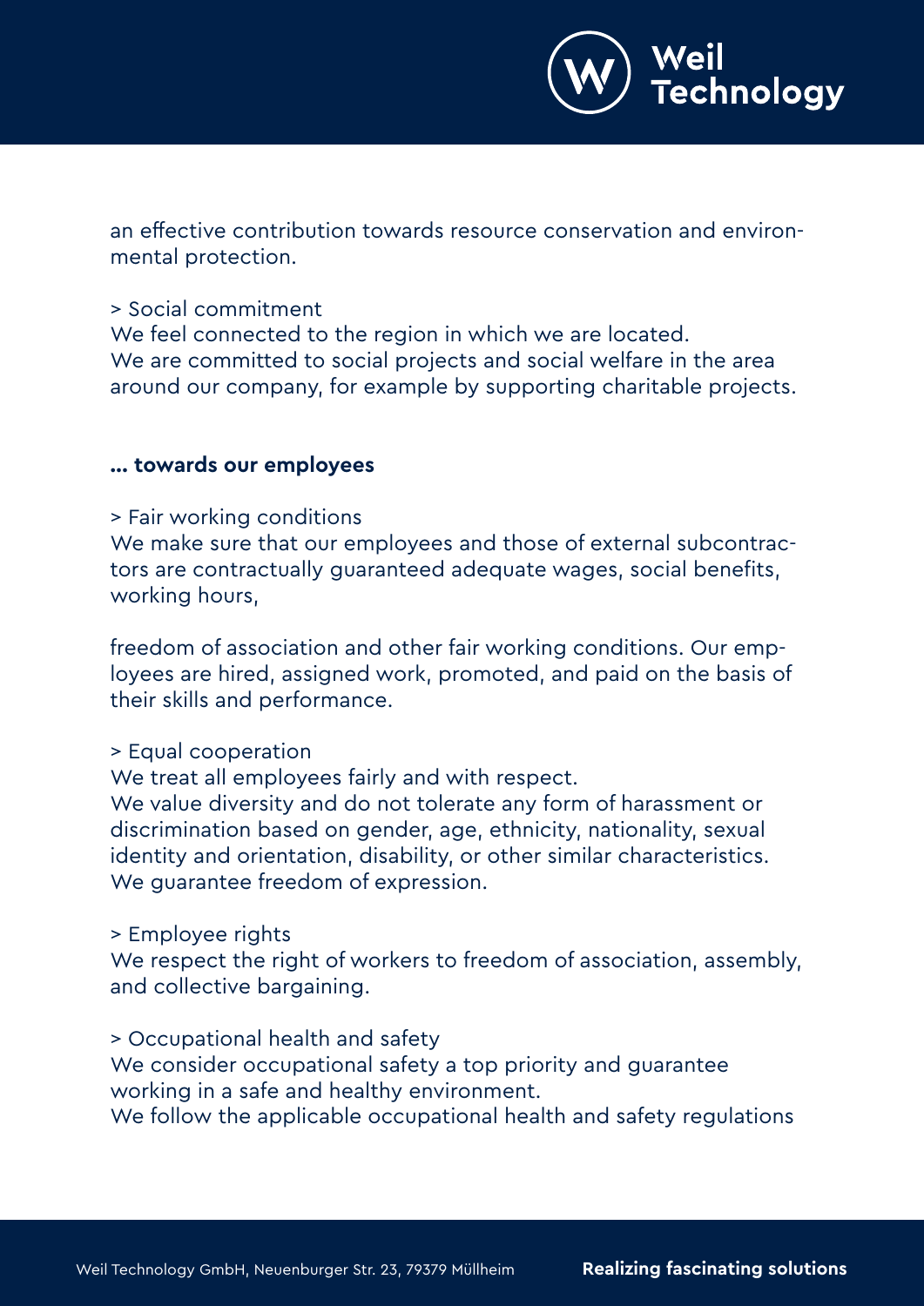an effective contribution towards resource conservation and environmental protection.

> Social commitment
We feel connected to the region in which we are located.
We are committed to social projects and social welfare in the area around our company, for example by supporting charitable projects.

**... towards our employees**

> Fair working conditions
We make sure that our employees and those of external subcontractors are contractually guaranteed adequate wages, social benefits, working hours,

freedom of association and other fair working conditions. Our employees are hired, assigned work, promoted, and paid on the basis of their skills and performance.

> Equal cooperation
We treat all employees fairly and with respect.
We value diversity and do not tolerate any form of harassment or discrimination based on gender, age, ethnicity, nationality, sexual identity and orientation, disability, or other similar characteristics.
We guarantee freedom of expression.

> Employee rights
We respect the right of workers to freedom of association, assembly, and collective bargaining.

> Occupational health and safety
We consider occupational safety a top priority and guarantee working in a safe and healthy environment.
We follow the applicable occupational health and safety regulations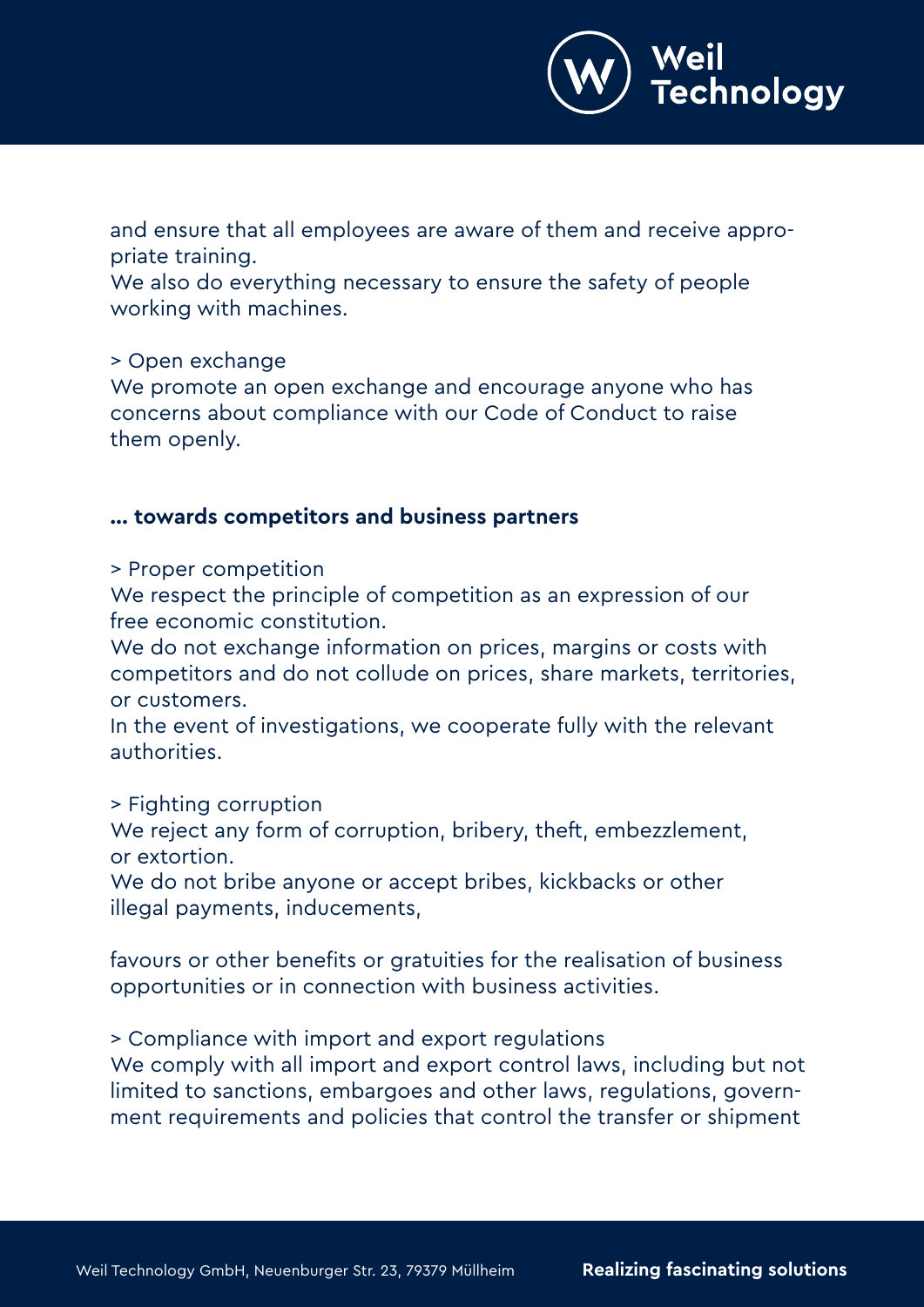and ensure that all employees are aware of them and receive appropriate training.
We also do everything necessary to ensure the safety of people working with machines.

> Open exchange
We promote an open exchange and encourage anyone who has concerns about compliance with our Code of Conduct to raise them openly.

### … towards competitors and business partners

> Proper competition
We respect the principle of competition as an expression of our free economic constitution.
We do not exchange information on prices, margins or costs with competitors and do not collude on prices, share markets, territories, or customers.
In the event of investigations, we cooperate fully with the relevant authorities.

> Fighting corruption
We reject any form of corruption, bribery, theft, embezzlement, or extortion.
We do not bribe anyone or accept bribes, kickbacks or other illegal payments, inducements,

favours or other benefits or gratuities for the realisation of business opportunities or in connection with business activities.

> Compliance with import and export regulations
We comply with all import and export control laws, including but not limited to sanctions, embargoes and other laws, regulations, government requirements and policies that control the transfer or shipment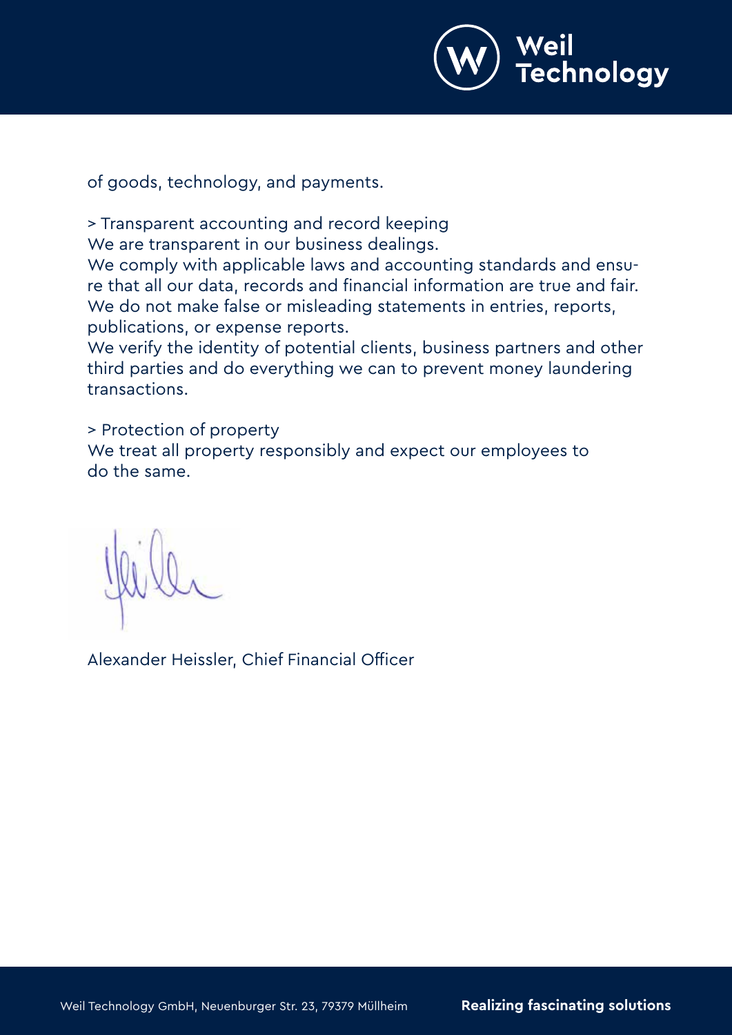of goods, technology, and payments.

> Transparent accounting and record keeping
We are transparent in our business dealings.
We comply with applicable laws and accounting standards and ensure that all our data, records and financial information are true and fair.
We do not make false or misleading statements in entries, reports, publications, or expense reports.
We verify the identity of potential clients, business partners and other third parties and do everything we can to prevent money laundering transactions.

> Protection of property
We treat all property responsibly and expect our employees to do the same.

Alexander Heissler, Chief Financial Officer